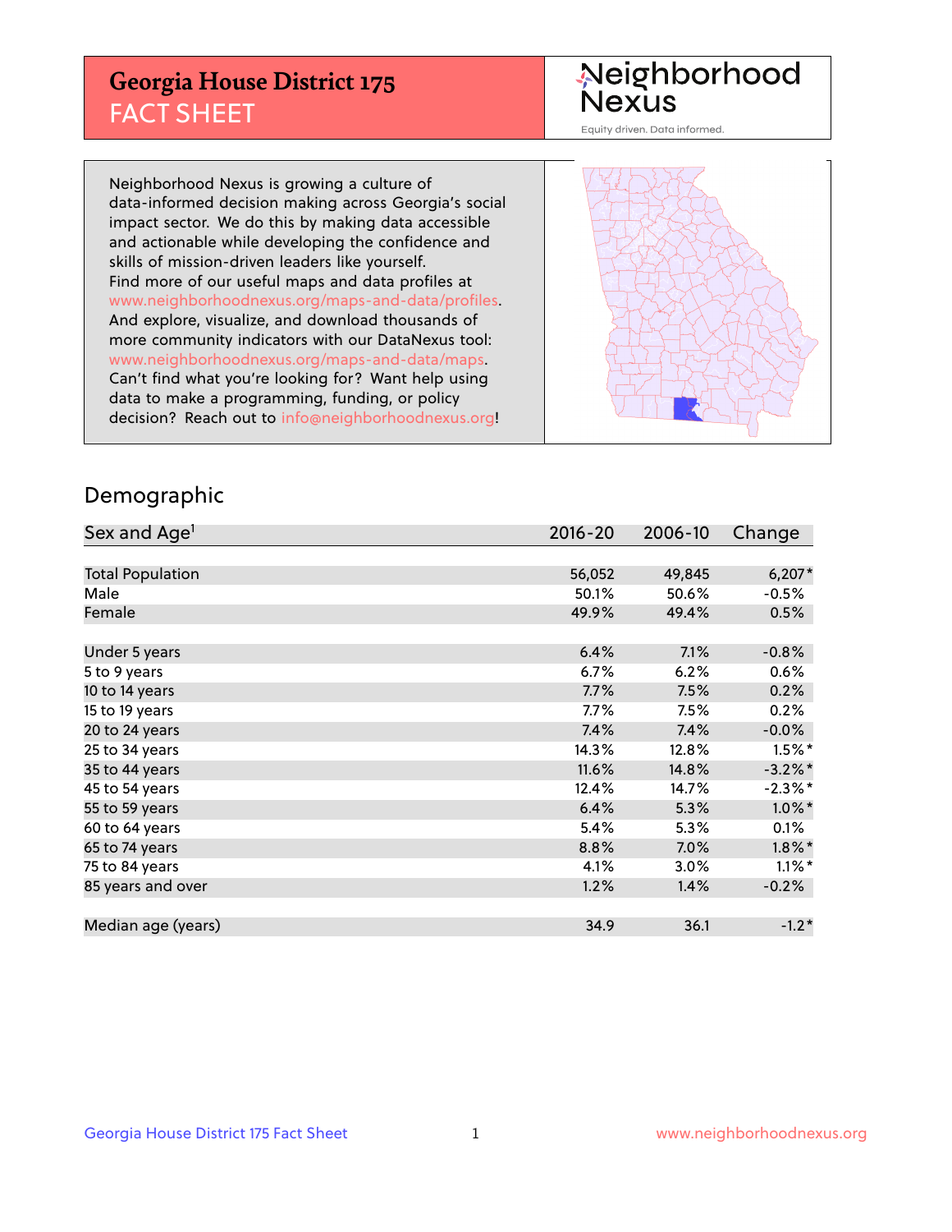# Georgia House District 175
## FACT SHEET

Neighborhood Nexus

Equity driven. Data informed.

Neighborhood Nexus is growing a culture of data-informed decision making across Georgia's social impact sector. We do this by making data accessible and actionable while developing the confidence and skills of mission-driven leaders like yourself. Find more of our useful maps and data profiles at www.neighborhoodnexus.org/maps-and-data/profiles. And explore, visualize, and download thousands of more community indicators with our DataNexus tool: www.neighborhoodnexus.org/maps-and-data/maps. Can't find what you're looking for? Want help using data to make a programming, funding, or policy decision? Reach out to info@neighborhoodnexus.org!

## Demographic

| Sex and Age[1] | 2016-20 | 2006-10 | Change |
|---|---|---|---|
| Total Population | 56,052 | 49,845 | 6,207* |
| Male | 50.1% | 50.6% | -0.5% |
| Female | 49.9% | 49.4% | 0.5% |
| | | | |
| Under 5 years | 6.4% | 7.1% | -0.8% |
| 5 to 9 years | 6.7% | 6.2% | 0.6% |
| 10 to 14 years | 7.7% | 7.5% | 0.2% |
| 15 to 19 years | 7.7% | 7.5% | 0.2% |
| 20 to 24 years | 7.4% | 7.4% | -0.0% |
| 25 to 34 years | 14.3% | 12.8% | 1.5%* |
| 35 to 44 years | 11.6% | 14.8% | -3.2%* |
| 45 to 54 years | 12.4% | 14.7% | -2.3%* |
| 55 to 59 years | 6.4% | 5.3% | 1.0%* |
| 60 to 64 years | 5.4% | 5.3% | 0.1% |
| 65 to 74 years | 8.8% | 7.0% | 1.8%* |
| 75 to 84 years | 4.1% | 3.0% | 1.1%* |
| 85 years and over | 1.2% | 1.4% | -0.2% |
| | | | |
| Median age (years) | 34.9 | 36.1 | -1.2* |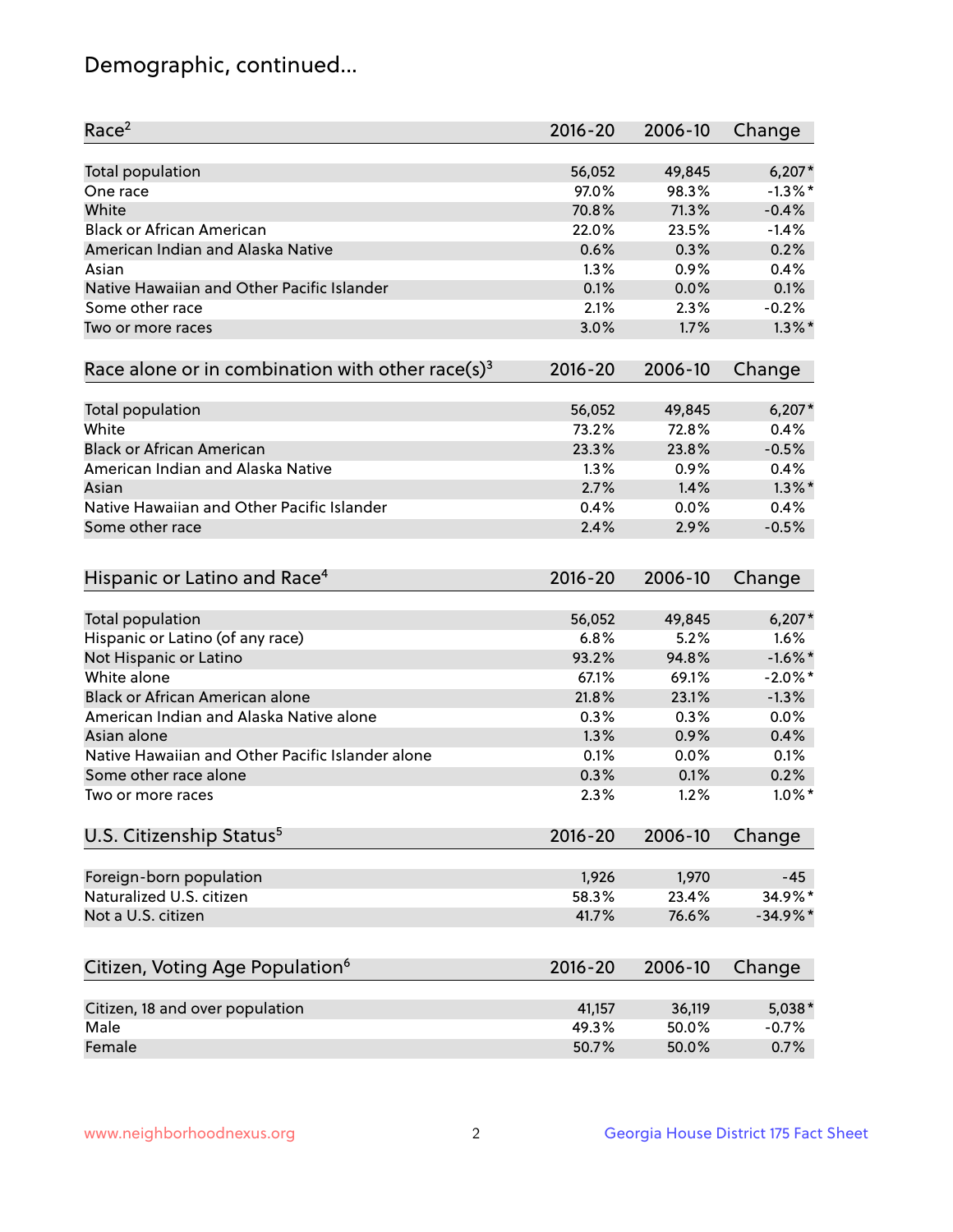# Demographic, continued...

| Race[2] | 2016-20 | 2006-10 | Change |
|---|---|---|---|
| Total population | 56,052 | 49,845 | 6,207* |
| One race | 97.0% | 98.3% | -1.3%* |
| White | 70.8% | 71.3% | -0.4% |
| Black or African American | 22.0% | 23.5% | -1.4% |
| American Indian and Alaska Native | 0.6% | 0.3% | 0.2% |
| Asian | 1.3% | 0.9% | 0.4% |
| Native Hawaiian and Other Pacific Islander | 0.1% | 0.0% | 0.1% |
| Some other race | 2.1% | 2.3% | -0.2% |
| Two or more races | 3.0% | 1.7% | 1.3%* |

| Race alone or in combination with other race(s)[3] | 2016-20 | 2006-10 | Change |
|---|---|---|---|
| Total population | 56,052 | 49,845 | 6,207* |
| White | 73.2% | 72.8% | 0.4% |
| Black or African American | 23.3% | 23.8% | -0.5% |
| American Indian and Alaska Native | 1.3% | 0.9% | 0.4% |
| Asian | 2.7% | 1.4% | 1.3%* |
| Native Hawaiian and Other Pacific Islander | 0.4% | 0.0% | 0.4% |
| Some other race | 2.4% | 2.9% | -0.5% |

| Hispanic or Latino and Race[4] | 2016-20 | 2006-10 | Change |
|---|---|---|---|
| Total population | 56,052 | 49,845 | 6,207* |
| Hispanic or Latino (of any race) | 6.8% | 5.2% | 1.6% |
| Not Hispanic or Latino | 93.2% | 94.8% | -1.6%* |
| White alone | 67.1% | 69.1% | -2.0%* |
| Black or African American alone | 21.8% | 23.1% | -1.3% |
| American Indian and Alaska Native alone | 0.3% | 0.3% | 0.0% |
| Asian alone | 1.3% | 0.9% | 0.4% |
| Native Hawaiian and Other Pacific Islander alone | 0.1% | 0.0% | 0.1% |
| Some other race alone | 0.3% | 0.1% | 0.2% |
| Two or more races | 2.3% | 1.2% | 1.0%* |

| U.S. Citizenship Status[5] | 2016-20 | 2006-10 | Change |
|---|---|---|---|
| Foreign-born population | 1,926 | 1,970 | -45 |
| Naturalized U.S. citizen | 58.3% | 23.4% | 34.9%* |
| Not a U.S. citizen | 41.7% | 76.6% | -34.9%* |

| Citizen, Voting Age Population[6] | 2016-20 | 2006-10 | Change |
|---|---|---|---|
| Citizen, 18 and over population | 41,157 | 36,119 | 5,038* |
| Male | 49.3% | 50.0% | -0.7% |
| Female | 50.7% | 50.0% | 0.7% |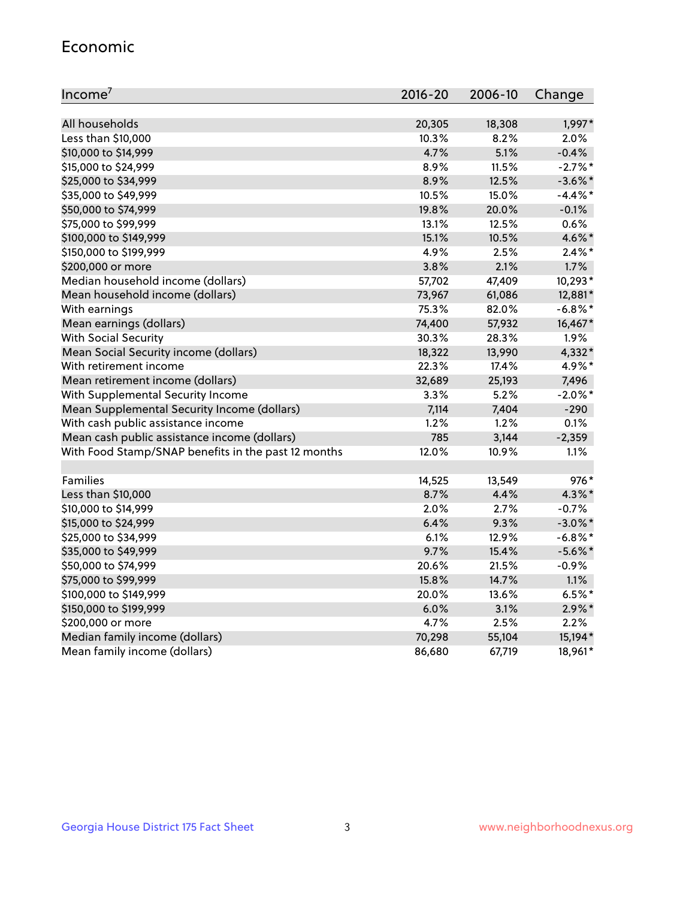## Economic

| Income[7] | 2016-20 | 2006-10 | Change |
|---|---|---|---|
| All households | 20,305 | 18,308 | 1,997* |
| Less than $10,000 | 10.3% | 8.2% | 2.0% |
| $10,000 to $14,999 | 4.7% | 5.1% | -0.4% |
| $15,000 to $24,999 | 8.9% | 11.5% | -2.7%* |
| $25,000 to $34,999 | 8.9% | 12.5% | -3.6%* |
| $35,000 to $49,999 | 10.5% | 15.0% | -4.4%* |
| $50,000 to $74,999 | 19.8% | 20.0% | -0.1% |
| $75,000 to $99,999 | 13.1% | 12.5% | 0.6% |
| $100,000 to $149,999 | 15.1% | 10.5% | 4.6%* |
| $150,000 to $199,999 | 4.9% | 2.5% | 2.4%* |
| $200,000 or more | 3.8% | 2.1% | 1.7% |
| Median household income (dollars) | 57,702 | 47,409 | 10,293* |
| Mean household income (dollars) | 73,967 | 61,086 | 12,881* |
| With earnings | 75.3% | 82.0% | -6.8%* |
| Mean earnings (dollars) | 74,400 | 57,932 | 16,467* |
| With Social Security | 30.3% | 28.3% | 1.9% |
| Mean Social Security income (dollars) | 18,322 | 13,990 | 4,332* |
| With retirement income | 22.3% | 17.4% | 4.9%* |
| Mean retirement income (dollars) | 32,689 | 25,193 | 7,496 |
| With Supplemental Security Income | 3.3% | 5.2% | -2.0%* |
| Mean Supplemental Security Income (dollars) | 7,114 | 7,404 | -290 |
| With cash public assistance income | 1.2% | 1.2% | 0.1% |
| Mean cash public assistance income (dollars) | 785 | 3,144 | -2,359 |
| With Food Stamp/SNAP benefits in the past 12 months | 12.0% | 10.9% | 1.1% |
| | | | |
| Families | 14,525 | 13,549 | 976* |
| Less than $10,000 | 8.7% | 4.4% | 4.3%* |
| $10,000 to $14,999 | 2.0% | 2.7% | -0.7% |
| $15,000 to $24,999 | 6.4% | 9.3% | -3.0%* |
| $25,000 to $34,999 | 6.1% | 12.9% | -6.8%* |
| $35,000 to $49,999 | 9.7% | 15.4% | -5.6%* |
| $50,000 to $74,999 | 20.6% | 21.5% | -0.9% |
| $75,000 to $99,999 | 15.8% | 14.7% | 1.1% |
| $100,000 to $149,999 | 20.0% | 13.6% | 6.5%* |
| $150,000 to $199,999 | 6.0% | 3.1% | 2.9%* |
| $200,000 or more | 4.7% | 2.5% | 2.2% |
| Median family income (dollars) | 70,298 | 55,104 | 15,194* |
| Mean family income (dollars) | 86,680 | 67,719 | 18,961* |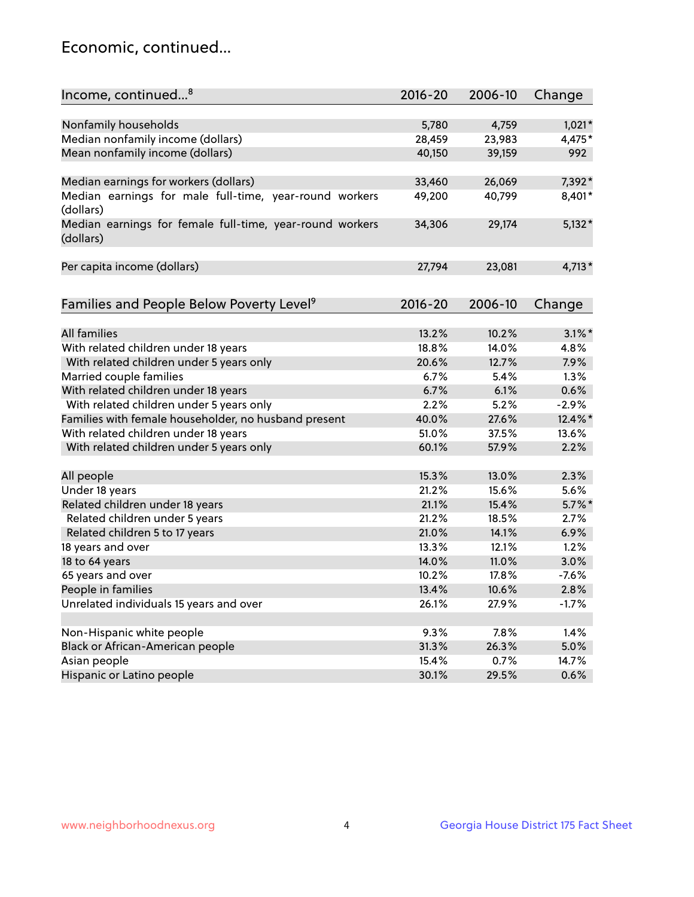## Economic, continued...

| Income, continued...[8] | 2016-20 | 2006-10 | Change |
|---|---|---|---|
| Nonfamily households | 5,780 | 4,759 | 1,021* |
| Median nonfamily income (dollars) | 28,459 | 23,983 | 4,475* |
| Mean nonfamily income (dollars) | 40,150 | 39,159 | 992 |
| Median earnings for workers (dollars) | 33,460 | 26,069 | 7,392* |
| Median earnings for male full-time, year-round workers (dollars) | 49,200 | 40,799 | 8,401* |
| Median earnings for female full-time, year-round workers (dollars) | 34,306 | 29,174 | 5,132* |
| Per capita income (dollars) | 27,794 | 23,081 | 4,713* |

| Families and People Below Poverty Level[9] | 2016-20 | 2006-10 | Change |
|---|---|---|---|
| All families | 13.2% | 10.2% | 3.1%* |
| With related children under 18 years | 18.8% | 14.0% | 4.8% |
| With related children under 5 years only | 20.6% | 12.7% | 7.9% |
| Married couple families | 6.7% | 5.4% | 1.3% |
| With related children under 18 years | 6.7% | 6.1% | 0.6% |
| With related children under 5 years only | 2.2% | 5.2% | -2.9% |
| Families with female householder, no husband present | 40.0% | 27.6% | 12.4%* |
| With related children under 18 years | 51.0% | 37.5% | 13.6% |
| With related children under 5 years only | 60.1% | 57.9% | 2.2% |
| All people | 15.3% | 13.0% | 2.3% |
| Under 18 years | 21.2% | 15.6% | 5.6% |
| Related children under 18 years | 21.1% | 15.4% | 5.7%* |
| Related children under 5 years | 21.2% | 18.5% | 2.7% |
| Related children 5 to 17 years | 21.0% | 14.1% | 6.9% |
| 18 years and over | 13.3% | 12.1% | 1.2% |
| 18 to 64 years | 14.0% | 11.0% | 3.0% |
| 65 years and over | 10.2% | 17.8% | -7.6% |
| People in families | 13.4% | 10.6% | 2.8% |
| Unrelated individuals 15 years and over | 26.1% | 27.9% | -1.7% |
| Non-Hispanic white people | 9.3% | 7.8% | 1.4% |
| Black or African-American people | 31.3% | 26.3% | 5.0% |
| Asian people | 15.4% | 0.7% | 14.7% |
| Hispanic or Latino people | 30.1% | 29.5% | 0.6% |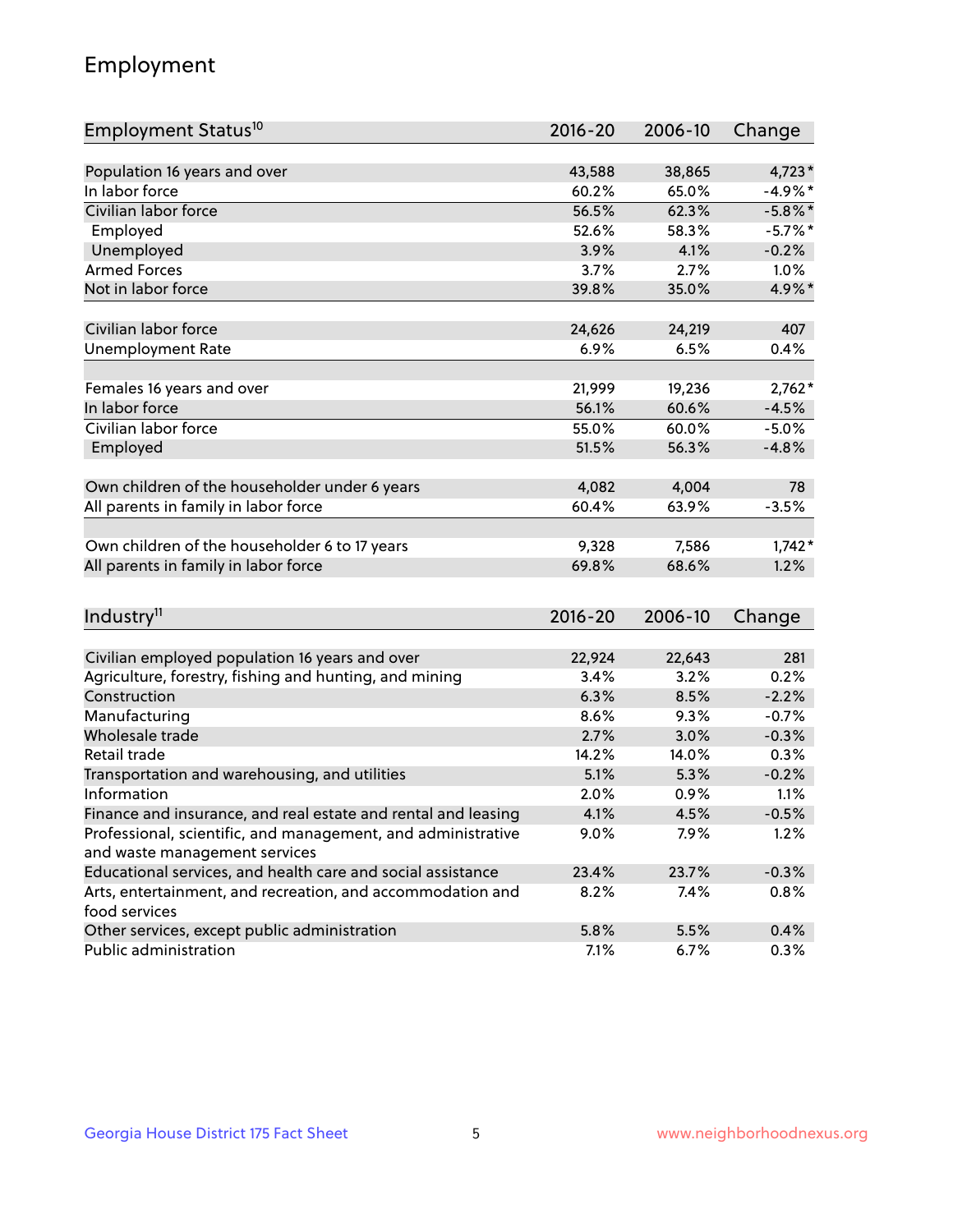# Employment

| Employment Status[10] | 2016-20 | 2006-10 | Change |
|---|---|---|---|
| Population 16 years and over | 43,588 | 38,865 | 4,723* |
| In labor force | 60.2% | 65.0% | -4.9%* |
| Civilian labor force | 56.5% | 62.3% | -5.8%* |
| Employed | 52.6% | 58.3% | -5.7%* |
| Unemployed | 3.9% | 4.1% | -0.2% |
| Armed Forces | 3.7% | 2.7% | 1.0% |
| Not in labor force | 39.8% | 35.0% | 4.9%* |
| | | | |
| Civilian labor force | 24,626 | 24,219 | 407 |
| Unemployment Rate | 6.9% | 6.5% | 0.4% |
| | | | |
| Females 16 years and over | 21,999 | 19,236 | 2,762* |
| In labor force | 56.1% | 60.6% | -4.5% |
| Civilian labor force | 55.0% | 60.0% | -5.0% |
| Employed | 51.5% | 56.3% | -4.8% |
| | | | |
| Own children of the householder under 6 years | 4,082 | 4,004 | 78 |
| All parents in family in labor force | 60.4% | 63.9% | -3.5% |
| | | | |
| Own children of the householder 6 to 17 years | 9,328 | 7,586 | 1,742* |
| All parents in family in labor force | 69.8% | 68.6% | 1.2% |

| Industry[11] | 2016-20 | 2006-10 | Change |
|---|---|---|---|
| Civilian employed population 16 years and over | 22,924 | 22,643 | 281 |
| Agriculture, forestry, fishing and hunting, and mining | 3.4% | 3.2% | 0.2% |
| Construction | 6.3% | 8.5% | -2.2% |
| Manufacturing | 8.6% | 9.3% | -0.7% |
| Wholesale trade | 2.7% | 3.0% | -0.3% |
| Retail trade | 14.2% | 14.0% | 0.3% |
| Transportation and warehousing, and utilities | 5.1% | 5.3% | -0.2% |
| Information | 2.0% | 0.9% | 1.1% |
| Finance and insurance, and real estate and rental and leasing | 4.1% | 4.5% | -0.5% |
| Professional, scientific, and management, and administrative and waste management services | 9.0% | 7.9% | 1.2% |
| Educational services, and health care and social assistance | 23.4% | 23.7% | -0.3% |
| Arts, entertainment, and recreation, and accommodation and food services | 8.2% | 7.4% | 0.8% |
| Other services, except public administration | 5.8% | 5.5% | 0.4% |
| Public administration | 7.1% | 6.7% | 0.3% |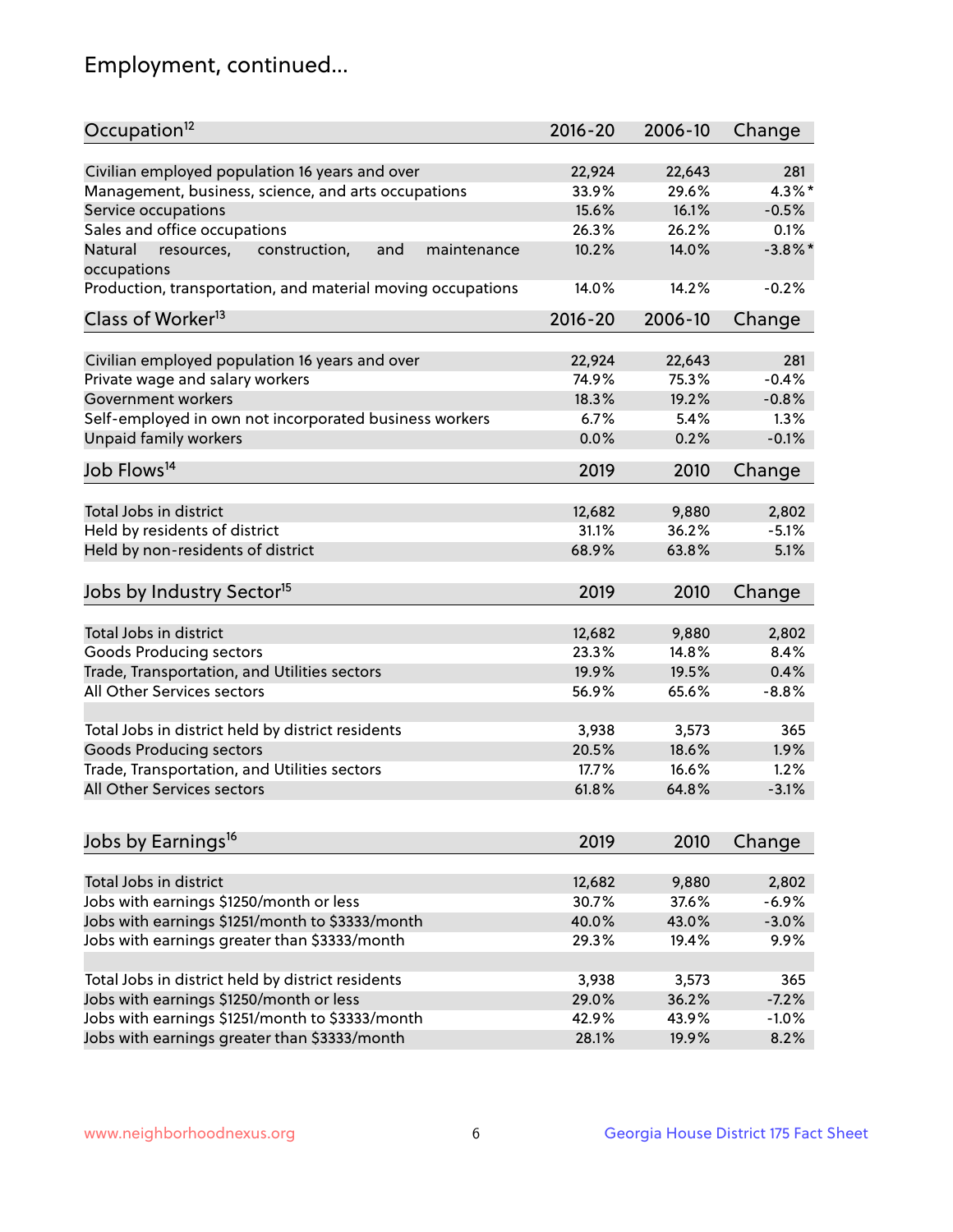## Employment, continued...

| Occupation[12] | 2016-20 | 2006-10 | Change |
|---|---|---|---|
| Civilian employed population 16 years and over | 22,924 | 22,643 | 281 |
| Management, business, science, and arts occupations | 33.9% | 29.6% | 4.3%* |
| Service occupations | 15.6% | 16.1% | -0.5% |
| Sales and office occupations | 26.3% | 26.2% | 0.1% |
| Natural resources, construction, and maintenance occupations | 10.2% | 14.0% | -3.8%* |
| Production, transportation, and material moving occupations | 14.0% | 14.2% | -0.2% |

| Class of Worker[13] | 2016-20 | 2006-10 | Change |
|---|---|---|---|
| Civilian employed population 16 years and over | 22,924 | 22,643 | 281 |
| Private wage and salary workers | 74.9% | 75.3% | -0.4% |
| Government workers | 18.3% | 19.2% | -0.8% |
| Self-employed in own not incorporated business workers | 6.7% | 5.4% | 1.3% |
| Unpaid family workers | 0.0% | 0.2% | -0.1% |

| Job Flows[14] | 2019 | 2010 | Change |
|---|---|---|---|
| Total Jobs in district | 12,682 | 9,880 | 2,802 |
| Held by residents of district | 31.1% | 36.2% | -5.1% |
| Held by non-residents of district | 68.9% | 63.8% | 5.1% |

| Jobs by Industry Sector[15] | 2019 | 2010 | Change |
|---|---|---|---|
| Total Jobs in district | 12,682 | 9,880 | 2,802 |
| Goods Producing sectors | 23.3% | 14.8% | 8.4% |
| Trade, Transportation, and Utilities sectors | 19.9% | 19.5% | 0.4% |
| All Other Services sectors | 56.9% | 65.6% | -8.8% |
| | | | |
| Total Jobs in district held by district residents | 3,938 | 3,573 | 365 |
| Goods Producing sectors | 20.5% | 18.6% | 1.9% |
| Trade, Transportation, and Utilities sectors | 17.7% | 16.6% | 1.2% |
| All Other Services sectors | 61.8% | 64.8% | -3.1% |

| Jobs by Earnings[16] | 2019 | 2010 | Change |
|---|---|---|---|
| Total Jobs in district | 12,682 | 9,880 | 2,802 |
| Jobs with earnings $1250/month or less | 30.7% | 37.6% | -6.9% |
| Jobs with earnings $1251/month to $3333/month | 40.0% | 43.0% | -3.0% |
| Jobs with earnings greater than $3333/month | 29.3% | 19.4% | 9.9% |
| | | | |
| Total Jobs in district held by district residents | 3,938 | 3,573 | 365 |
| Jobs with earnings $1250/month or less | 29.0% | 36.2% | -7.2% |
| Jobs with earnings $1251/month to $3333/month | 42.9% | 43.9% | -1.0% |
| Jobs with earnings greater than $3333/month | 28.1% | 19.9% | 8.2% |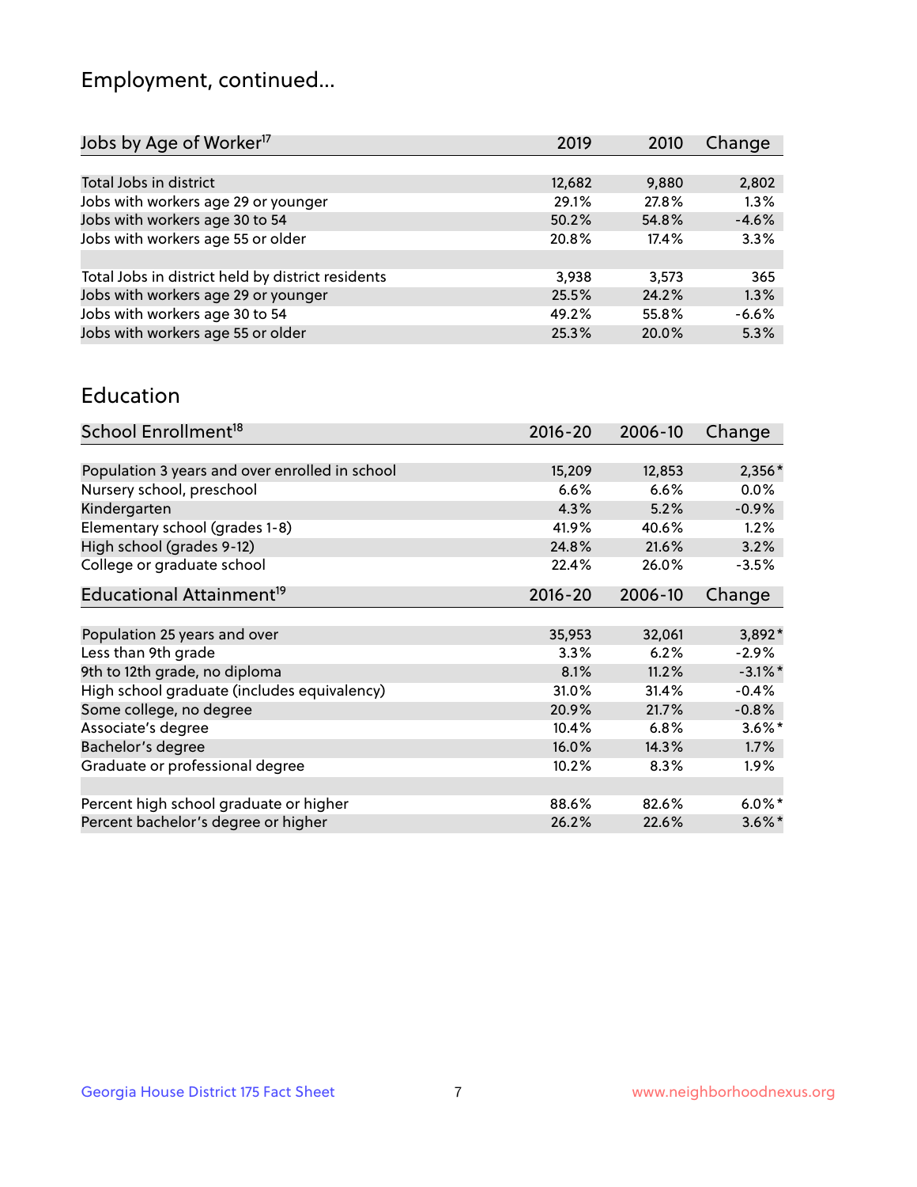## Employment, continued...

| Jobs by Age of Worker[17] | 2019 | 2010 | Change |
|---|---|---|---|
| Total Jobs in district | 12,682 | 9,880 | 2,802 |
| Jobs with workers age 29 or younger | 29.1% | 27.8% | 1.3% |
| Jobs with workers age 30 to 54 | 50.2% | 54.8% | -4.6% |
| Jobs with workers age 55 or older | 20.8% | 17.4% | 3.3% |
| | | | |
| Total Jobs in district held by district residents | 3,938 | 3,573 | 365 |
| Jobs with workers age 29 or younger | 25.5% | 24.2% | 1.3% |
| Jobs with workers age 30 to 54 | 49.2% | 55.8% | -6.6% |
| Jobs with workers age 55 or older | 25.3% | 20.0% | 5.3% |

## Education

| School Enrollment[18] | 2016-20 | 2006-10 | Change |
|---|---|---|---|
| Population 3 years and over enrolled in school | 15,209 | 12,853 | 2,356* |
| Nursery school, preschool | 6.6% | 6.6% | 0.0% |
| Kindergarten | 4.3% | 5.2% | -0.9% |
| Elementary school (grades 1-8) | 41.9% | 40.6% | 1.2% |
| High school (grades 9-12) | 24.8% | 21.6% | 3.2% |
| College or graduate school | 22.4% | 26.0% | -3.5% |

| Educational Attainment[19] | 2016-20 | 2006-10 | Change |
|---|---|---|---|
| Population 25 years and over | 35,953 | 32,061 | 3,892* |
| Less than 9th grade | 3.3% | 6.2% | -2.9% |
| 9th to 12th grade, no diploma | 8.1% | 11.2% | -3.1%* |
| High school graduate (includes equivalency) | 31.0% | 31.4% | -0.4% |
| Some college, no degree | 20.9% | 21.7% | -0.8% |
| Associate's degree | 10.4% | 6.8% | 3.6%* |
| Bachelor's degree | 16.0% | 14.3% | 1.7% |
| Graduate or professional degree | 10.2% | 8.3% | 1.9% |
| | | | |
| Percent high school graduate or higher | 88.6% | 82.6% | 6.0%* |
| Percent bachelor's degree or higher | 26.2% | 22.6% | 3.6%* |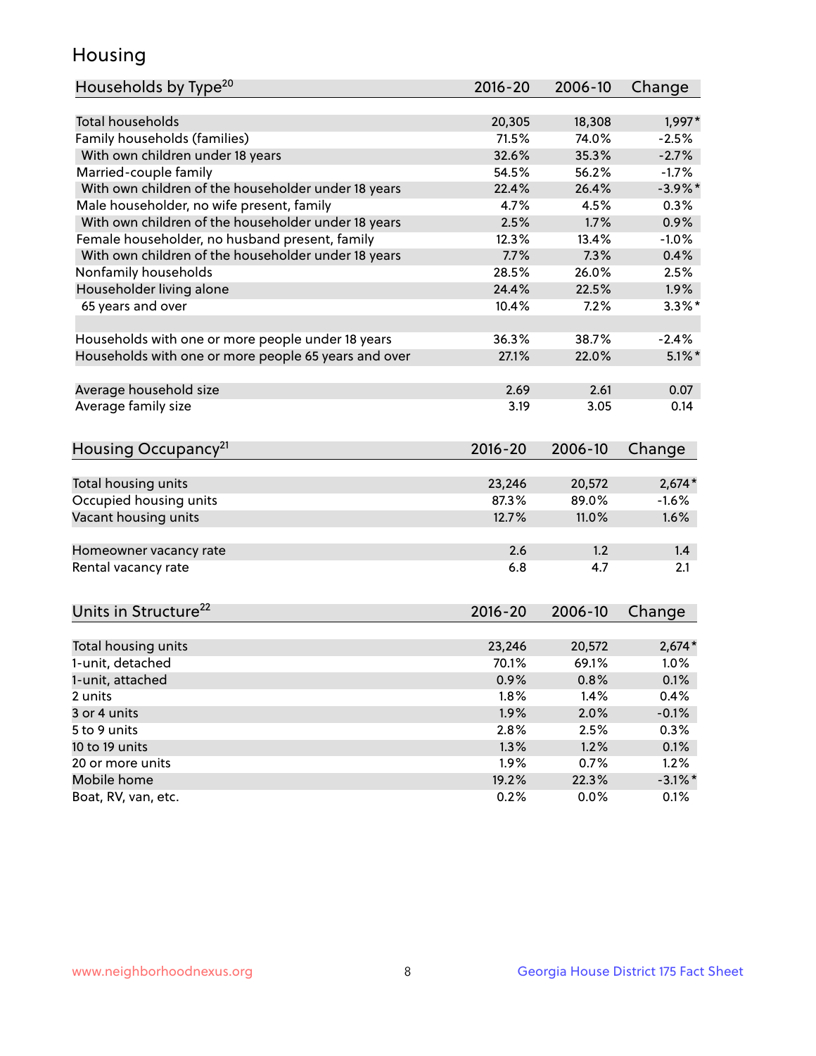# Housing

| Households by Type[20] | 2016-20 | 2006-10 | Change |
|---|---|---|---|
| Total households | 20,305 | 18,308 | 1,997* |
| Family households (families) | 71.5% | 74.0% | -2.5% |
| With own children under 18 years | 32.6% | 35.3% | -2.7% |
| Married-couple family | 54.5% | 56.2% | -1.7% |
| With own children of the householder under 18 years | 22.4% | 26.4% | -3.9%* |
| Male householder, no wife present, family | 4.7% | 4.5% | 0.3% |
| With own children of the householder under 18 years | 2.5% | 1.7% | 0.9% |
| Female householder, no husband present, family | 12.3% | 13.4% | -1.0% |
| With own children of the householder under 18 years | 7.7% | 7.3% | 0.4% |
| Nonfamily households | 28.5% | 26.0% | 2.5% |
| Householder living alone | 24.4% | 22.5% | 1.9% |
| 65 years and over | 10.4% | 7.2% | 3.3%* |
| | | | |
| Households with one or more people under 18 years | 36.3% | 38.7% | -2.4% |
| Households with one or more people 65 years and over | 27.1% | 22.0% | 5.1%* |
| | | | |
| Average household size | 2.69 | 2.61 | 0.07 |
| Average family size | 3.19 | 3.05 | 0.14 |

| Housing Occupancy[21] | 2016-20 | 2006-10 | Change |
|---|---|---|---|
| Total housing units | 23,246 | 20,572 | 2,674* |
| Occupied housing units | 87.3% | 89.0% | -1.6% |
| Vacant housing units | 12.7% | 11.0% | 1.6% |
| | | | |
| Homeowner vacancy rate | 2.6 | 1.2 | 1.4 |
| Rental vacancy rate | 6.8 | 4.7 | 2.1 |

| Units in Structure[22] | 2016-20 | 2006-10 | Change |
|---|---|---|---|
| Total housing units | 23,246 | 20,572 | 2,674* |
| 1-unit, detached | 70.1% | 69.1% | 1.0% |
| 1-unit, attached | 0.9% | 0.8% | 0.1% |
| 2 units | 1.8% | 1.4% | 0.4% |
| 3 or 4 units | 1.9% | 2.0% | -0.1% |
| 5 to 9 units | 2.8% | 2.5% | 0.3% |
| 10 to 19 units | 1.3% | 1.2% | 0.1% |
| 20 or more units | 1.9% | 0.7% | 1.2% |
| Mobile home | 19.2% | 22.3% | -3.1%* |
| Boat, RV, van, etc. | 0.2% | 0.0% | 0.1% |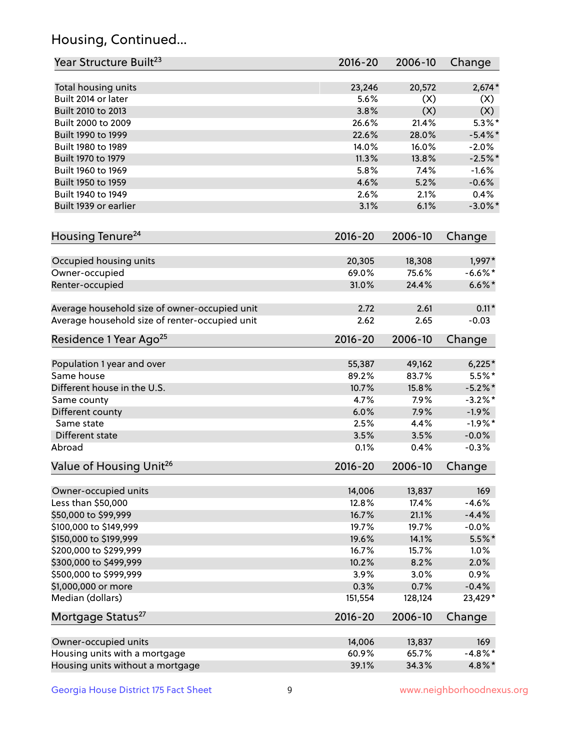## Housing, Continued...

| Year Structure Built[23] | 2016-20 | 2006-10 | Change |
|---|---|---|---|
| Total housing units | 23,246 | 20,572 | 2,674* |
| Built 2014 or later | 5.6% | (X) | (X) |
| Built 2010 to 2013 | 3.8% | (X) | (X) |
| Built 2000 to 2009 | 26.6% | 21.4% | 5.3%* |
| Built 1990 to 1999 | 22.6% | 28.0% | -5.4%* |
| Built 1980 to 1989 | 14.0% | 16.0% | -2.0% |
| Built 1970 to 1979 | 11.3% | 13.8% | -2.5%* |
| Built 1960 to 1969 | 5.8% | 7.4% | -1.6% |
| Built 1950 to 1959 | 4.6% | 5.2% | -0.6% |
| Built 1940 to 1949 | 2.6% | 2.1% | 0.4% |
| Built 1939 or earlier | 3.1% | 6.1% | -3.0%* |

| Housing Tenure[24] | 2016-20 | 2006-10 | Change |
|---|---|---|---|
| Occupied housing units | 20,305 | 18,308 | 1,997* |
| Owner-occupied | 69.0% | 75.6% | -6.6%* |
| Renter-occupied | 31.0% | 24.4% | 6.6%* |
| Average household size of owner-occupied unit | 2.72 | 2.61 | 0.11* |
| Average household size of renter-occupied unit | 2.62 | 2.65 | -0.03 |

| Residence 1 Year Ago[25] | 2016-20 | 2006-10 | Change |
|---|---|---|---|
| Population 1 year and over | 55,387 | 49,162 | 6,225* |
| Same house | 89.2% | 83.7% | 5.5%* |
| Different house in the U.S. | 10.7% | 15.8% | -5.2%* |
| Same county | 4.7% | 7.9% | -3.2%* |
| Different county | 6.0% | 7.9% | -1.9% |
| Same state | 2.5% | 4.4% | -1.9%* |
| Different state | 3.5% | 3.5% | -0.0% |
| Abroad | 0.1% | 0.4% | -0.3% |

| Value of Housing Unit[26] | 2016-20 | 2006-10 | Change |
|---|---|---|---|
| Owner-occupied units | 14,006 | 13,837 | 169 |
| Less than $50,000 | 12.8% | 17.4% | -4.6% |
| $50,000 to $99,999 | 16.7% | 21.1% | -4.4% |
| $100,000 to $149,999 | 19.7% | 19.7% | -0.0% |
| $150,000 to $199,999 | 19.6% | 14.1% | 5.5%* |
| $200,000 to $299,999 | 16.7% | 15.7% | 1.0% |
| $300,000 to $499,999 | 10.2% | 8.2% | 2.0% |
| $500,000 to $999,999 | 3.9% | 3.0% | 0.9% |
| $1,000,000 or more | 0.3% | 0.7% | -0.4% |
| Median (dollars) | 151,554 | 128,124 | 23,429* |

| Mortgage Status[27] | 2016-20 | 2006-10 | Change |
|---|---|---|---|
| Owner-occupied units | 14,006 | 13,837 | 169 |
| Housing units with a mortgage | 60.9% | 65.7% | -4.8%* |
| Housing units without a mortgage | 39.1% | 34.3% | 4.8%* |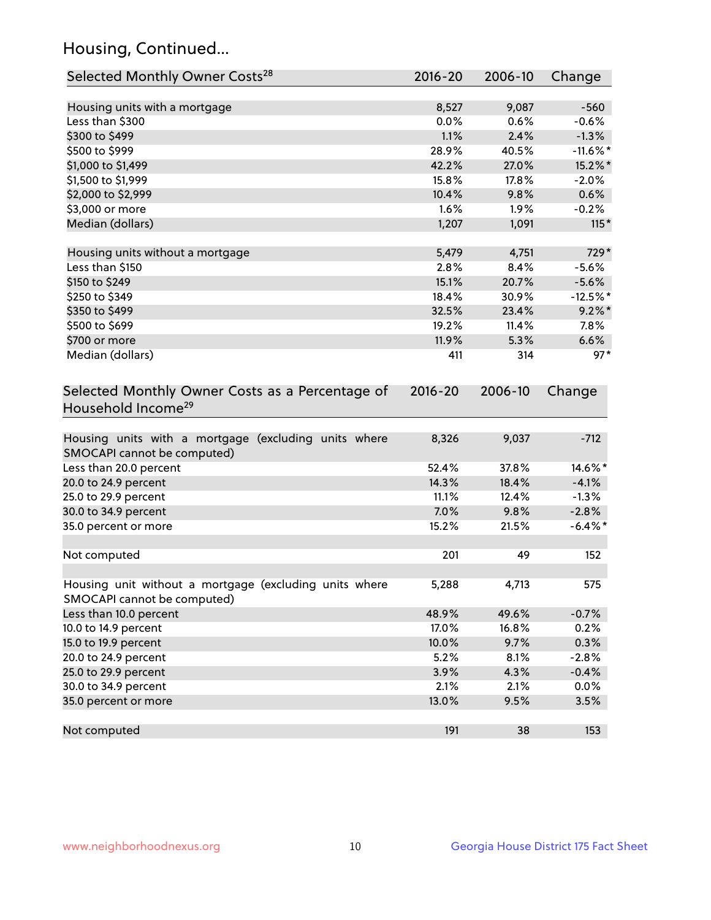## Housing, Continued...

| Selected Monthly Owner Costs[28] | 2016-20 | 2006-10 | Change |
|---|---|---|---|
| Housing units with a mortgage | 8,527 | 9,087 | -560 |
| Less than $300 | 0.0% | 0.6% | -0.6% |
| $300 to $499 | 1.1% | 2.4% | -1.3% |
| $500 to $999 | 28.9% | 40.5% | -11.6%* |
| $1,000 to $1,499 | 42.2% | 27.0% | 15.2%* |
| $1,500 to $1,999 | 15.8% | 17.8% | -2.0% |
| $2,000 to $2,999 | 10.4% | 9.8% | 0.6% |
| $3,000 or more | 1.6% | 1.9% | -0.2% |
| Median (dollars) | 1,207 | 1,091 | 115* |
| | | | |
| Housing units without a mortgage | 5,479 | 4,751 | 729* |
| Less than $150 | 2.8% | 8.4% | -5.6% |
| $150 to $249 | 15.1% | 20.7% | -5.6% |
| $250 to $349 | 18.4% | 30.9% | -12.5%* |
| $350 to $499 | 32.5% | 23.4% | 9.2%* |
| $500 to $699 | 19.2% | 11.4% | 7.8% |
| $700 or more | 11.9% | 5.3% | 6.6% |
| Median (dollars) | 411 | 314 | 97* |

| Selected Monthly Owner Costs as a Percentage of Household Income[29] | 2016-20 | 2006-10 | Change |
|---|---|---|---|
| Housing units with a mortgage (excluding units where SMOCAPI cannot be computed) | 8,326 | 9,037 | -712 |
| Less than 20.0 percent | 52.4% | 37.8% | 14.6%* |
| 20.0 to 24.9 percent | 14.3% | 18.4% | -4.1% |
| 25.0 to 29.9 percent | 11.1% | 12.4% | -1.3% |
| 30.0 to 34.9 percent | 7.0% | 9.8% | -2.8% |
| 35.0 percent or more | 15.2% | 21.5% | -6.4%* |
| | | | |
| Not computed | 201 | 49 | 152 |
| | | | |
| Housing unit without a mortgage (excluding units where SMOCAPI cannot be computed) | 5,288 | 4,713 | 575 |
| Less than 10.0 percent | 48.9% | 49.6% | -0.7% |
| 10.0 to 14.9 percent | 17.0% | 16.8% | 0.2% |
| 15.0 to 19.9 percent | 10.0% | 9.7% | 0.3% |
| 20.0 to 24.9 percent | 5.2% | 8.1% | -2.8% |
| 25.0 to 29.9 percent | 3.9% | 4.3% | -0.4% |
| 30.0 to 34.9 percent | 2.1% | 2.1% | 0.0% |
| 35.0 percent or more | 13.0% | 9.5% | 3.5% |
| | | | |
| Not computed | 191 | 38 | 153 |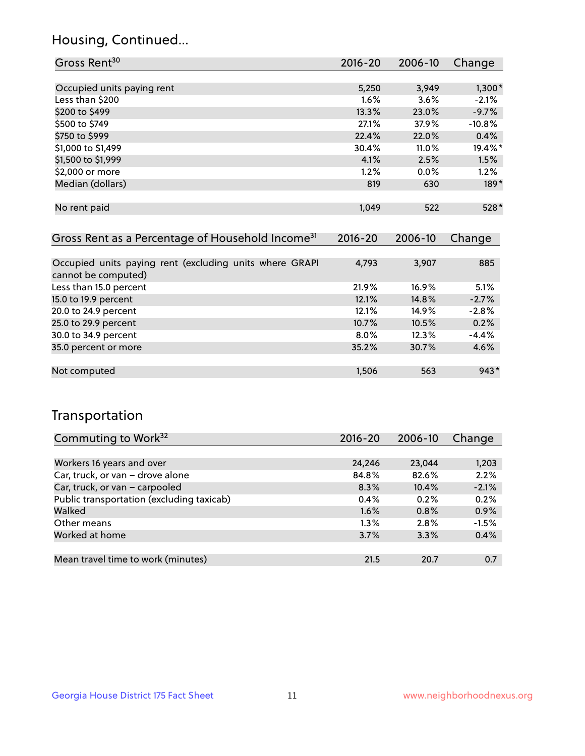## Housing, Continued...

| Gross Rent[30] | 2016-20 | 2006-10 | Change |
|---|---|---|---|
| Occupied units paying rent | 5,250 | 3,949 | 1,300* |
| Less than $200 | 1.6% | 3.6% | -2.1% |
| $200 to $499 | 13.3% | 23.0% | -9.7% |
| $500 to $749 | 27.1% | 37.9% | -10.8% |
| $750 to $999 | 22.4% | 22.0% | 0.4% |
| $1,000 to $1,499 | 30.4% | 11.0% | 19.4%* |
| $1,500 to $1,999 | 4.1% | 2.5% | 1.5% |
| $2,000 or more | 1.2% | 0.0% | 1.2% |
| Median (dollars) | 819 | 630 | 189* |
| No rent paid | 1,049 | 522 | 528* |

| Gross Rent as a Percentage of Household Income[31] | 2016-20 | 2006-10 | Change |
|---|---|---|---|
| Occupied units paying rent (excluding units where GRAPI cannot be computed) | 4,793 | 3,907 | 885 |
| Less than 15.0 percent | 21.9% | 16.9% | 5.1% |
| 15.0 to 19.9 percent | 12.1% | 14.8% | -2.7% |
| 20.0 to 24.9 percent | 12.1% | 14.9% | -2.8% |
| 25.0 to 29.9 percent | 10.7% | 10.5% | 0.2% |
| 30.0 to 34.9 percent | 8.0% | 12.3% | -4.4% |
| 35.0 percent or more | 35.2% | 30.7% | 4.6% |
| Not computed | 1,506 | 563 | 943* |

## Transportation

| Commuting to Work[32] | 2016-20 | 2006-10 | Change |
|---|---|---|---|
| Workers 16 years and over | 24,246 | 23,044 | 1,203 |
| Car, truck, or van – drove alone | 84.8% | 82.6% | 2.2% |
| Car, truck, or van – carpooled | 8.3% | 10.4% | -2.1% |
| Public transportation (excluding taxicab) | 0.4% | 0.2% | 0.2% |
| Walked | 1.6% | 0.8% | 0.9% |
| Other means | 1.3% | 2.8% | -1.5% |
| Worked at home | 3.7% | 3.3% | 0.4% |
| Mean travel time to work (minutes) | 21.5 | 20.7 | 0.7 |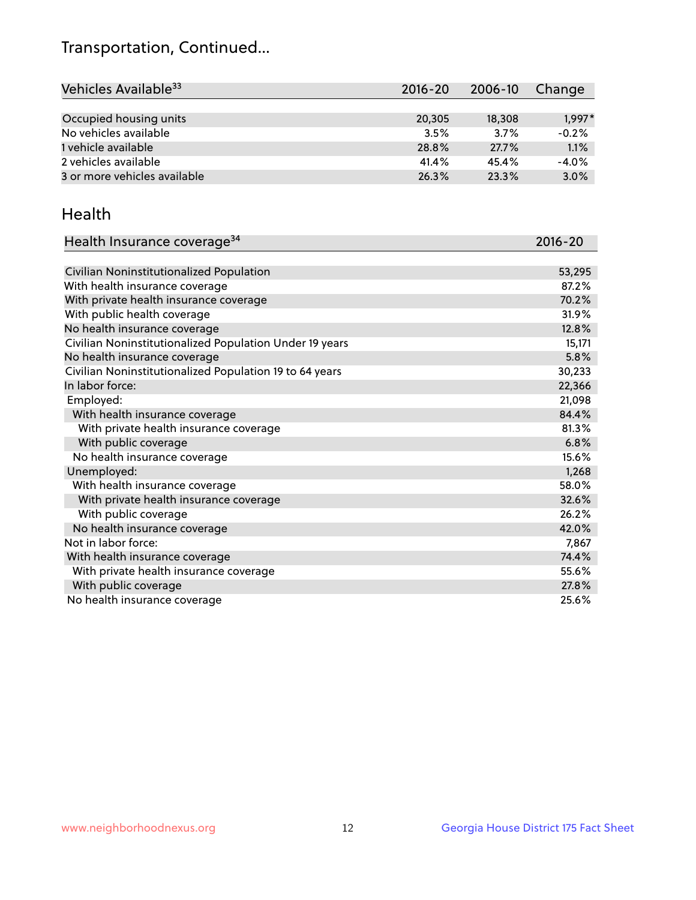## Transportation, Continued...

| Vehicles Available[33] | 2016-20 | 2006-10 | Change |
|---|---|---|---|
| Occupied housing units | 20,305 | 18,308 | 1,997* |
| No vehicles available | 3.5% | 3.7% | -0.2% |
| 1 vehicle available | 28.8% | 27.7% | 1.1% |
| 2 vehicles available | 41.4% | 45.4% | -4.0% |
| 3 or more vehicles available | 26.3% | 23.3% | 3.0% |

## Health

| Health Insurance coverage[34] | 2016-20 |
|---|---|
| Civilian Noninstitutionalized Population | 53,295 |
| With health insurance coverage | 87.2% |
| With private health insurance coverage | 70.2% |
| With public health coverage | 31.9% |
| No health insurance coverage | 12.8% |
| Civilian Noninstitutionalized Population Under 19 years | 15,171 |
| No health insurance coverage | 5.8% |
| Civilian Noninstitutionalized Population 19 to 64 years | 30,233 |
| In labor force: | 22,366 |
| Employed: | 21,098 |
| With health insurance coverage | 84.4% |
| With private health insurance coverage | 81.3% |
| With public coverage | 6.8% |
| No health insurance coverage | 15.6% |
| Unemployed: | 1,268 |
| With health insurance coverage | 58.0% |
| With private health insurance coverage | 32.6% |
| With public coverage | 26.2% |
| No health insurance coverage | 42.0% |
| Not in labor force: | 7,867 |
| With health insurance coverage | 74.4% |
| With private health insurance coverage | 55.6% |
| With public coverage | 27.8% |
| No health insurance coverage | 25.6% |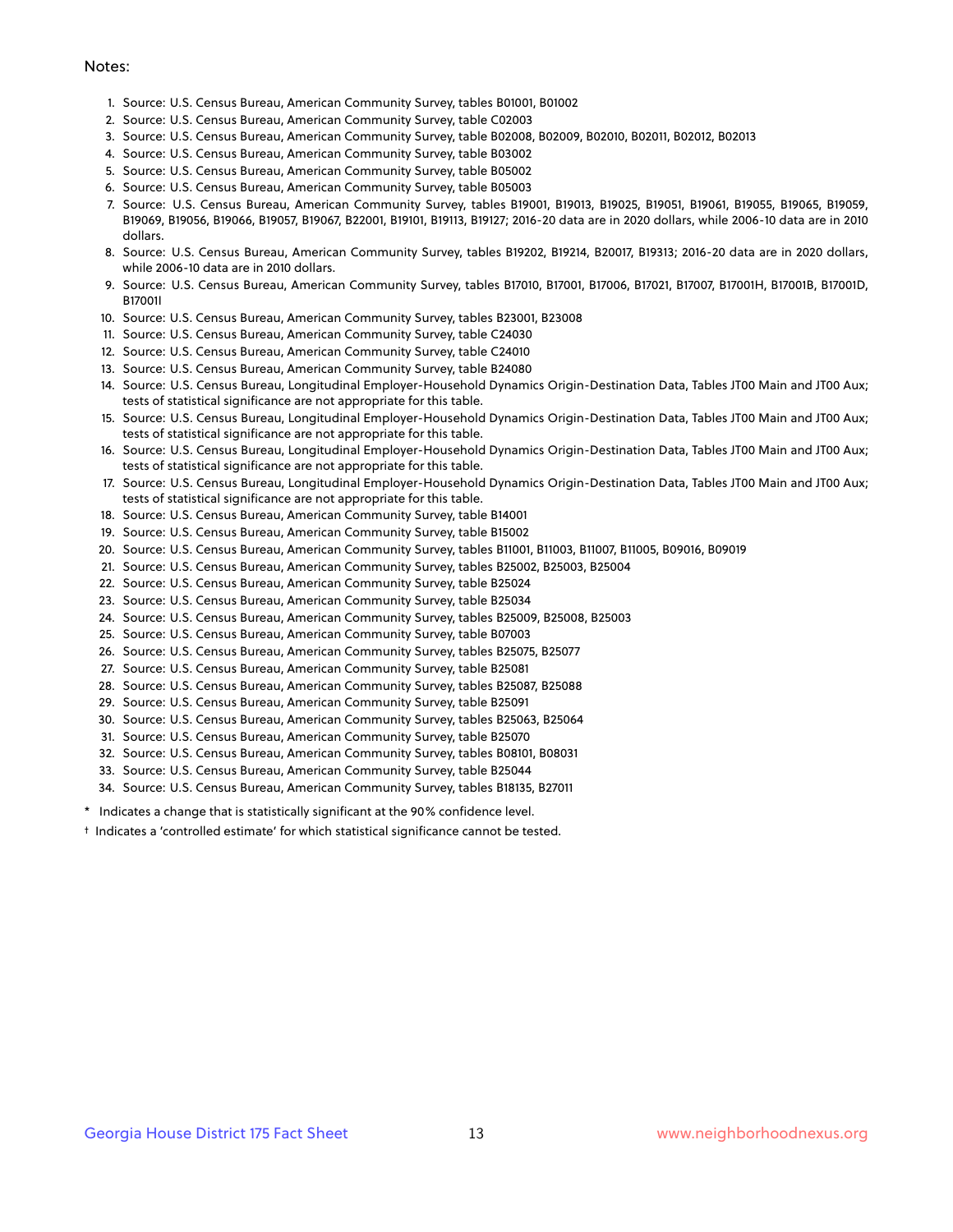Notes:

1. Source: U.S. Census Bureau, American Community Survey, tables B01001, B01002
2. Source: U.S. Census Bureau, American Community Survey, table C02003
3. Source: U.S. Census Bureau, American Community Survey, table B02008, B02009, B02010, B02011, B02012, B02013
4. Source: U.S. Census Bureau, American Community Survey, table B03002
5. Source: U.S. Census Bureau, American Community Survey, table B05002
6. Source: U.S. Census Bureau, American Community Survey, table B05003
7. Source: U.S. Census Bureau, American Community Survey, tables B19001, B19013, B19025, B19051, B19061, B19055, B19065, B19059, B19069, B19056, B19066, B19057, B19067, B22001, B19101, B19113, B19127; 2016-20 data are in 2020 dollars, while 2006-10 data are in 2010 dollars.
8. Source: U.S. Census Bureau, American Community Survey, tables B19202, B19214, B20017, B19313; 2016-20 data are in 2020 dollars, while 2006-10 data are in 2010 dollars.
9. Source: U.S. Census Bureau, American Community Survey, tables B17010, B17001, B17006, B17021, B17007, B17001H, B17001B, B17001D, B17001I
10. Source: U.S. Census Bureau, American Community Survey, tables B23001, B23008
11. Source: U.S. Census Bureau, American Community Survey, table C24030
12. Source: U.S. Census Bureau, American Community Survey, table C24010
13. Source: U.S. Census Bureau, American Community Survey, table B24080
14. Source: U.S. Census Bureau, Longitudinal Employer-Household Dynamics Origin-Destination Data, Tables JT00 Main and JT00 Aux; tests of statistical significance are not appropriate for this table.
15. Source: U.S. Census Bureau, Longitudinal Employer-Household Dynamics Origin-Destination Data, Tables JT00 Main and JT00 Aux; tests of statistical significance are not appropriate for this table.
16. Source: U.S. Census Bureau, Longitudinal Employer-Household Dynamics Origin-Destination Data, Tables JT00 Main and JT00 Aux; tests of statistical significance are not appropriate for this table.
17. Source: U.S. Census Bureau, Longitudinal Employer-Household Dynamics Origin-Destination Data, Tables JT00 Main and JT00 Aux; tests of statistical significance are not appropriate for this table.
18. Source: U.S. Census Bureau, American Community Survey, table B14001
19. Source: U.S. Census Bureau, American Community Survey, table B15002
20. Source: U.S. Census Bureau, American Community Survey, tables B11001, B11003, B11007, B11005, B09016, B09019
21. Source: U.S. Census Bureau, American Community Survey, tables B25002, B25003, B25004
22. Source: U.S. Census Bureau, American Community Survey, table B25024
23. Source: U.S. Census Bureau, American Community Survey, table B25034
24. Source: U.S. Census Bureau, American Community Survey, tables B25009, B25008, B25003
25. Source: U.S. Census Bureau, American Community Survey, table B07003
26. Source: U.S. Census Bureau, American Community Survey, tables B25075, B25077
27. Source: U.S. Census Bureau, American Community Survey, table B25081
28. Source: U.S. Census Bureau, American Community Survey, tables B25087, B25088
29. Source: U.S. Census Bureau, American Community Survey, table B25091
30. Source: U.S. Census Bureau, American Community Survey, tables B25063, B25064
31. Source: U.S. Census Bureau, American Community Survey, table B25070
32. Source: U.S. Census Bureau, American Community Survey, tables B08101, B08031
33. Source: U.S. Census Bureau, American Community Survey, table B25044
34. Source: U.S. Census Bureau, American Community Survey, tables B18135, B27011

\* Indicates a change that is statistically significant at the 90% confidence level.

† Indicates a 'controlled estimate' for which statistical significance cannot be tested.